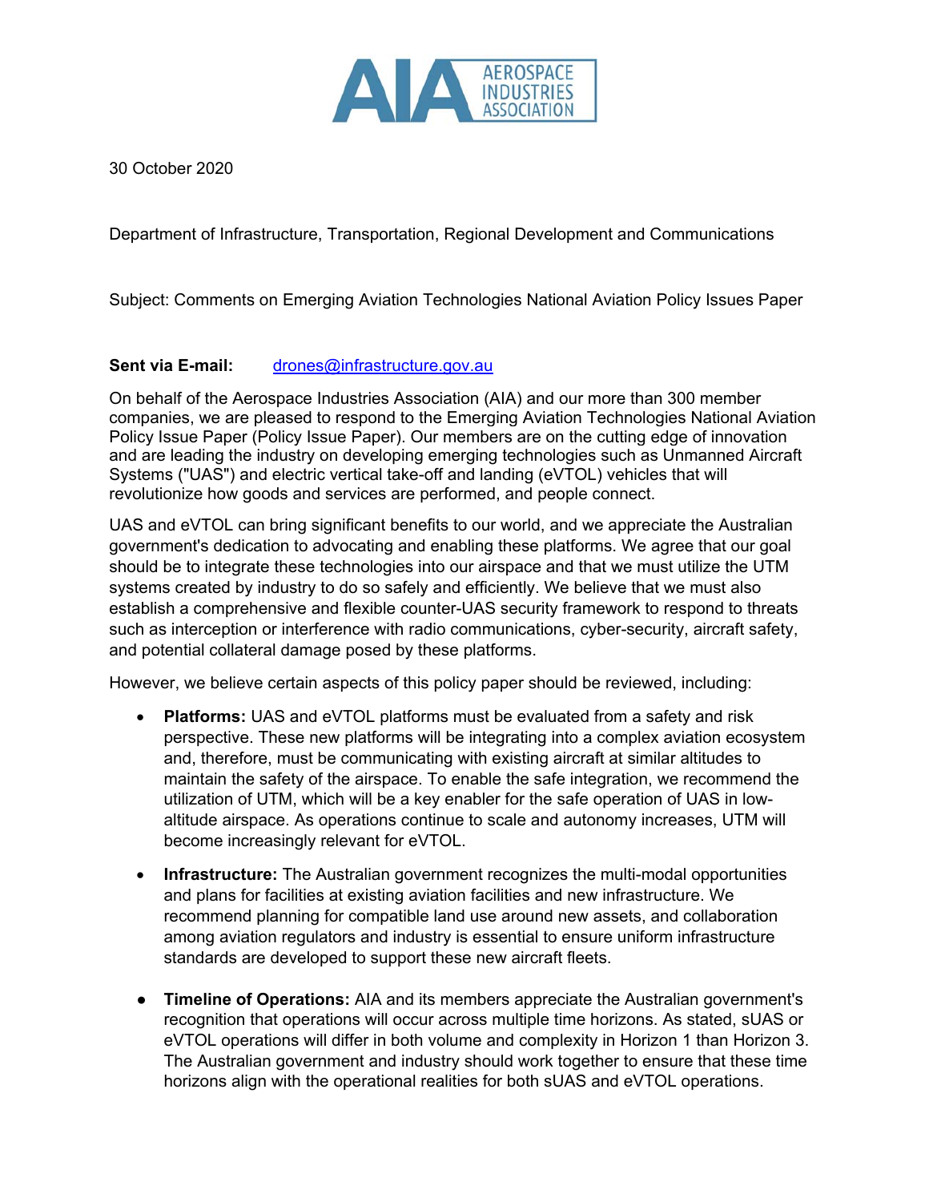AEROSPACE INDUSTRIES ASSOCIATION

30 October 2020

Department of Infrastructure, Transportation, Regional Development and Communications

Subject: Comments on Emerging Aviation Technologies National Aviation Policy Issues Paper

**Sent via E-mail:** drones@infrastructure.gov.au

On behalf of the Aerospace Industries Association (AIA) and our more than 300 member companies, we are pleased to respond to the Emerging Aviation Technologies National Aviation Policy Issue Paper (Policy Issue Paper). Our members are on the cutting edge of innovation and are leading the industry on developing emerging technologies such as Unmanned Aircraft Systems ("UAS") and electric vertical take-off and landing (eVTOL) vehicles that will revolutionize how goods and services are performed, and people connect.

UAS and eVTOL can bring significant benefits to our world, and we appreciate the Australian government's dedication to advocating and enabling these platforms. We agree that our goal should be to integrate these technologies into our airspace and that we must utilize the UTM systems created by industry to do so safely and efficiently. We believe that we must also establish a comprehensive and flexible counter-UAS security framework to respond to threats such as interception or interference with radio communications, cyber-security, aircraft safety, and potential collateral damage posed by these platforms.

However, we believe certain aspects of this policy paper should be reviewed, including:

- **Platforms:** UAS and eVTOL platforms must be evaluated from a safety and risk perspective. These new platforms will be integrating into a complex aviation ecosystem and, therefore, must be communicating with existing aircraft at similar altitudes to maintain the safety of the airspace. To enable the safe integration, we recommend the utilization of UTM, which will be a key enabler for the safe operation of UAS in low-altitude airspace. As operations continue to scale and autonomy increases, UTM will become increasingly relevant for eVTOL.

- **Infrastructure:** The Australian government recognizes the multi-modal opportunities and plans for facilities at existing aviation facilities and new infrastructure. We recommend planning for compatible land use around new assets, and collaboration among aviation regulators and industry is essential to ensure uniform infrastructure standards are developed to support these new aircraft fleets.

- **Timeline of Operations:** AIA and its members appreciate the Australian government's recognition that operations will occur across multiple time horizons. As stated, sUAS or eVTOL operations will differ in both volume and complexity in Horizon 1 than Horizon 3. The Australian government and industry should work together to ensure that these time horizons align with the operational realities for both sUAS and eVTOL operations.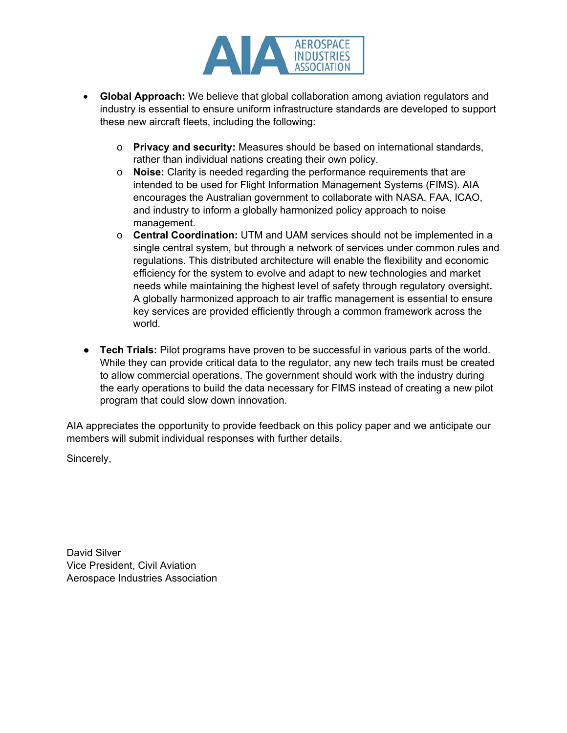- **Global Approach:** We believe that global collaboration among aviation regulators and industry is essential to ensure uniform infrastructure standards are developed to support these new aircraft fleets, including the following:
  - **Privacy and security:** Measures should be based on international standards, rather than individual nations creating their own policy.
  - **Noise:** Clarity is needed regarding the performance requirements that are intended to be used for Flight Information Management Systems (FIMS). AIA encourages the Australian government to collaborate with NASA, FAA, ICAO, and industry to inform a globally harmonized policy approach to noise management.
  - **Central Coordination:** UTM and UAM services should not be implemented in a single central system, but through a network of services under common rules and regulations. This distributed architecture will enable the flexibility and economic efficiency for the system to evolve and adapt to new technologies and market needs while maintaining the highest level of safety through regulatory oversight**.** A globally harmonized approach to air traffic management is essential to ensure key services are provided efficiently through a common framework across the world.

- **Tech Trials:** Pilot programs have proven to be successful in various parts of the world. While they can provide critical data to the regulator, any new tech trails must be created to allow commercial operations. The government should work with the industry during the early operations to build the data necessary for FIMS instead of creating a new pilot program that could slow down innovation.

AIA appreciates the opportunity to provide feedback on this policy paper and we anticipate our members will submit individual responses with further details.

Sincerely,

David Silver
Vice President, Civil Aviation
Aerospace Industries Association